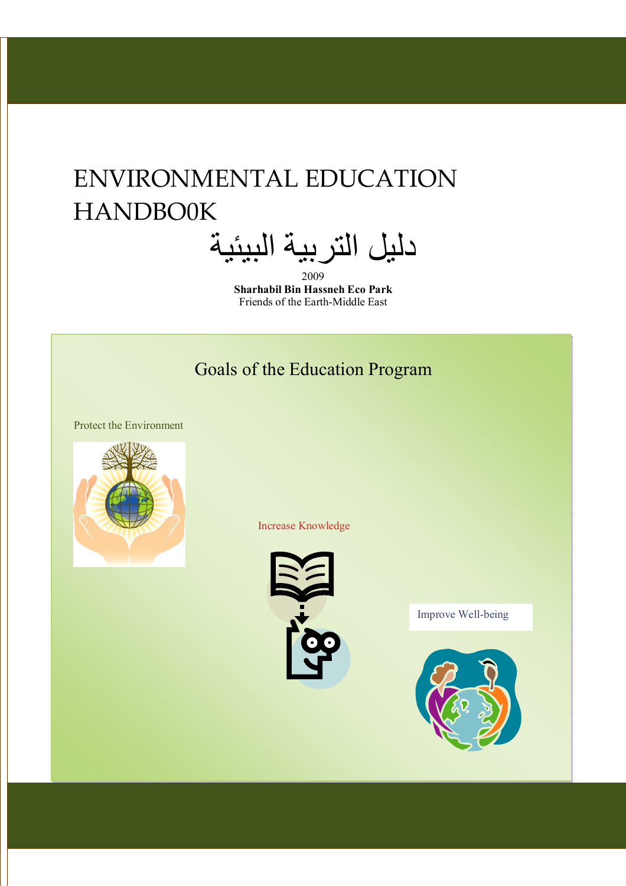# ENVIRONMENTAL EDUCATION HANDBO0K

# دليل التربية البيئية

2009

**Sharhabil Bin Hassneh Eco Park**

Friends of the Earth-Middle East

## Goals of the Education Program

Protect the Environment

Increase Knowledge

Improve Well-being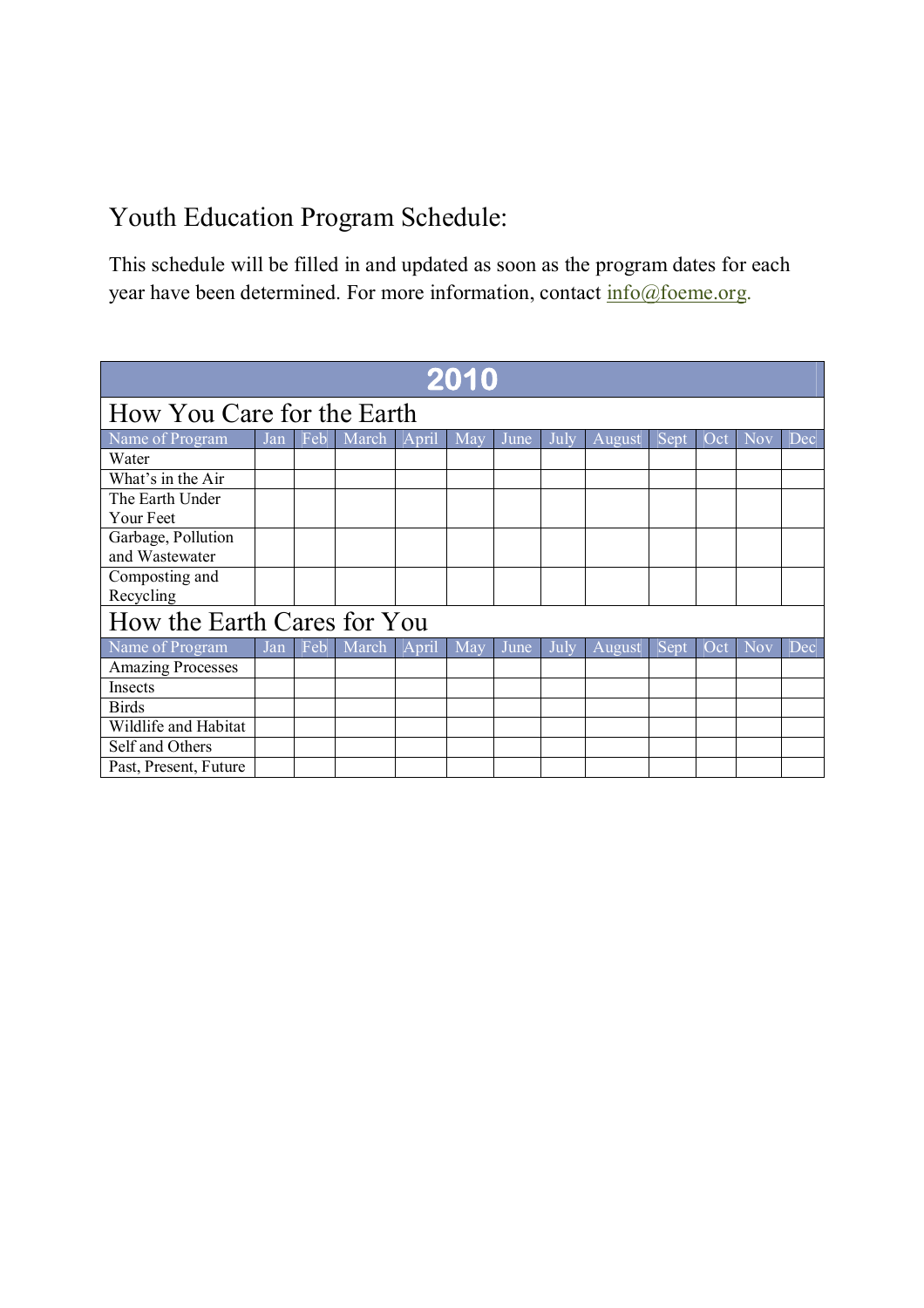# Youth Education Program Schedule:

This schedule will be filled in and updated as soon as the program dates for each year have been determined. For more information, contact info@foeme.org.

| 2010 | | | | | | | | | | | | |
|---|---|---|---|---|---|---|---|---|---|---|---|---|
| **How You Care for the Earth** | | | | | | | | | | | | |
| Name of Program | Jan | Feb | March | April | May | June | July | August | Sept | Oct | Nov | Dec |
| Water | | | | | | | | | | | | |
| What's in the Air | | | | | | | | | | | | |
| The Earth Under Your Feet | | | | | | | | | | | | |
| Garbage, Pollution and Wastewater | | | | | | | | | | | | |
| Composting and Recycling | | | | | | | | | | | | |
| **How the Earth Cares for You** | | | | | | | | | | | | |
| Name of Program | Jan | Feb | March | April | May | June | July | August | Sept | Oct | Nov | Dec |
| Amazing Processes | | | | | | | | | | | | |
| Insects | | | | | | | | | | | | |
| Birds | | | | | | | | | | | | |
| Wildlife and Habitat | | | | | | | | | | | | |
| Self and Others | | | | | | | | | | | | |
| Past, Present, Future | | | | | | | | | | | | |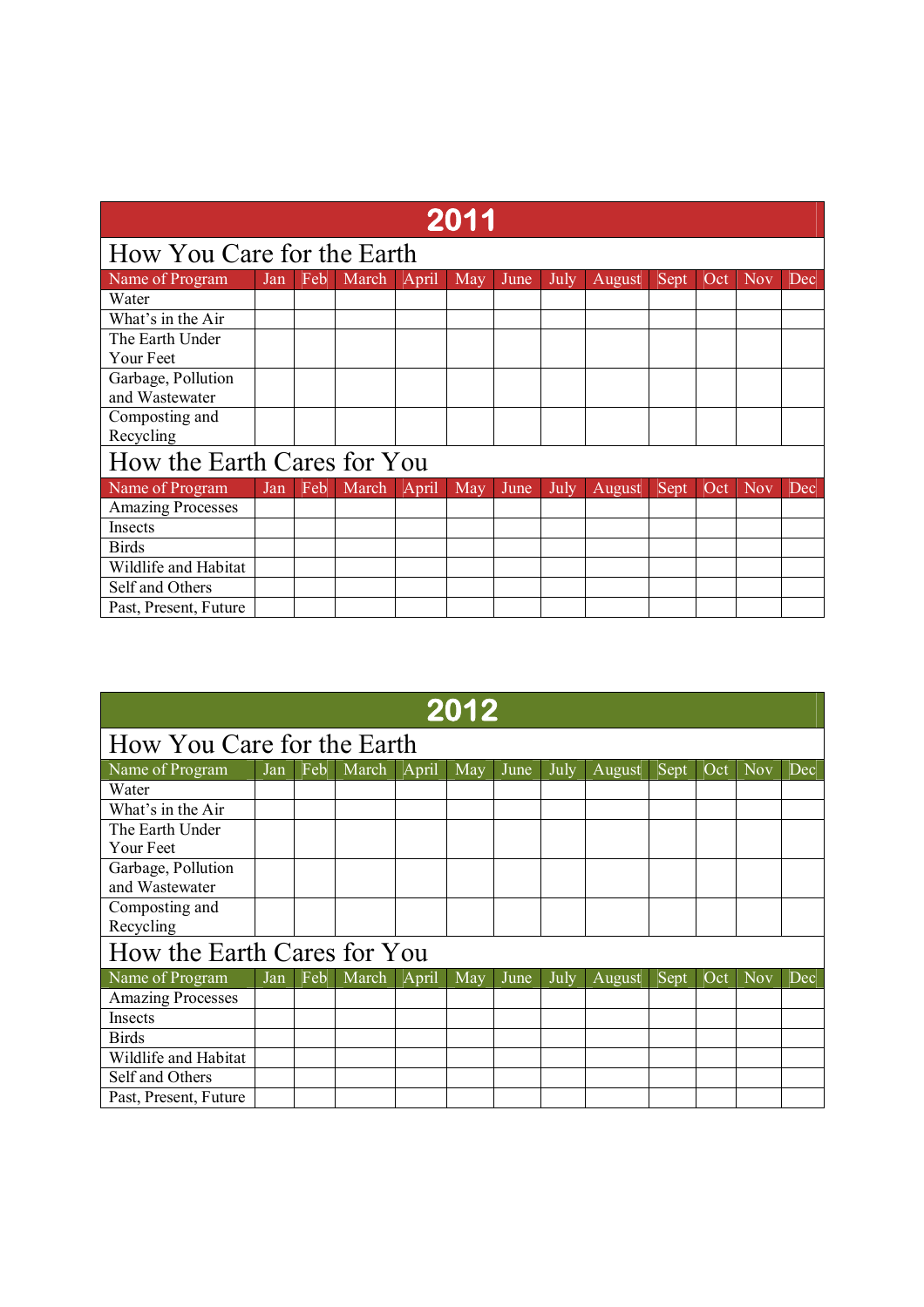## 2011

### How You Care for the Earth

| Name of Program | Jan | Feb | March | April | May | June | July | August | Sept | Oct | Nov | Dec |
|---|---|---|---|---|---|---|---|---|---|---|---|---|
| Water | | | | | | | | | | | | |
| What's in the Air | | | | | | | | | | | | |
| The Earth Under Your Feet | | | | | | | | | | | | |
| Garbage, Pollution and Wastewater | | | | | | | | | | | | |
| Composting and Recycling | | | | | | | | | | | | |

### How the Earth Cares for You

| Name of Program | Jan | Feb | March | April | May | June | July | August | Sept | Oct | Nov | Dec |
|---|---|---|---|---|---|---|---|---|---|---|---|---|
| Amazing Processes | | | | | | | | | | | | |
| Insects | | | | | | | | | | | | |
| Birds | | | | | | | | | | | | |
| Wildlife and Habitat | | | | | | | | | | | | |
| Self and Others | | | | | | | | | | | | |
| Past, Present, Future | | | | | | | | | | | | |

## 2012

### How You Care for the Earth

| Name of Program | Jan | Feb | March | April | May | June | July | August | Sept | Oct | Nov | Dec |
|---|---|---|---|---|---|---|---|---|---|---|---|---|
| Water | | | | | | | | | | | | |
| What's in the Air | | | | | | | | | | | | |
| The Earth Under Your Feet | | | | | | | | | | | | |
| Garbage, Pollution and Wastewater | | | | | | | | | | | | |
| Composting and Recycling | | | | | | | | | | | | |

### How the Earth Cares for You

| Name of Program | Jan | Feb | March | April | May | June | July | August | Sept | Oct | Nov | Dec |
|---|---|---|---|---|---|---|---|---|---|---|---|---|
| Amazing Processes | | | | | | | | | | | | |
| Insects | | | | | | | | | | | | |
| Birds | | | | | | | | | | | | |
| Wildlife and Habitat | | | | | | | | | | | | |
| Self and Others | | | | | | | | | | | | |
| Past, Present, Future | | | | | | | | | | | | |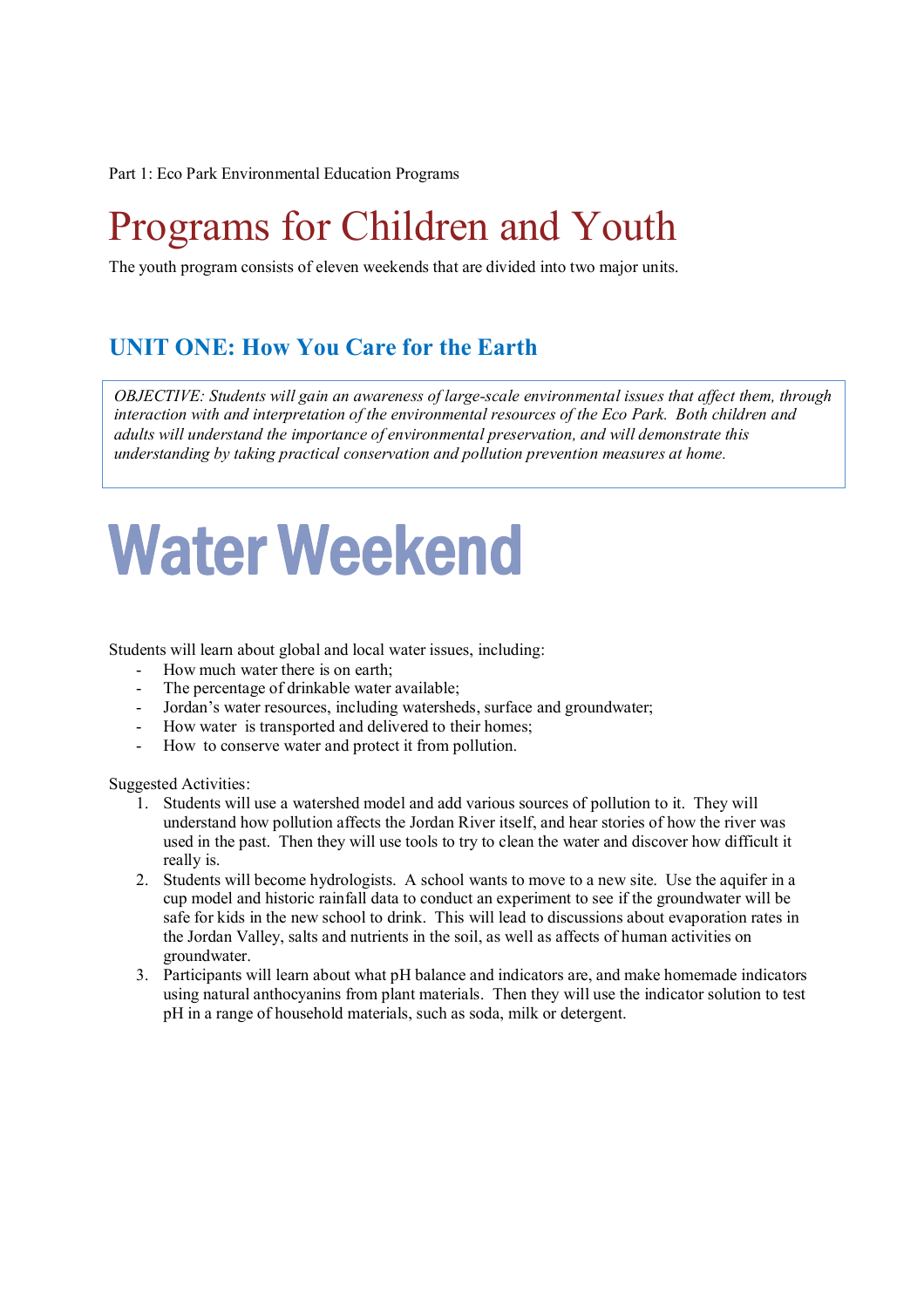Part 1: Eco Park Environmental Education Programs

# Programs for Children and Youth

The youth program consists of eleven weekends that are divided into two major units.

## UNIT ONE: How You Care for the Earth

*OBJECTIVE: Students will gain an awareness of large-scale environmental issues that affect them, through interaction with and interpretation of the environmental resources of the Eco Park. Both children and adults will understand the importance of environmental preservation, and will demonstrate this understanding by taking practical conservation and pollution prevention measures at home.*

# Water Weekend

Students will learn about global and local water issues, including:

- How much water there is on earth;
- The percentage of drinkable water available;
- Jordan's water resources, including watersheds, surface and groundwater;
- How water is transported and delivered to their homes;
- How to conserve water and protect it from pollution.

Suggested Activities:

1. Students will use a watershed model and add various sources of pollution to it. They will understand how pollution affects the Jordan River itself, and hear stories of how the river was used in the past. Then they will use tools to try to clean the water and discover how difficult it really is.
2. Students will become hydrologists. A school wants to move to a new site. Use the aquifer in a cup model and historic rainfall data to conduct an experiment to see if the groundwater will be safe for kids in the new school to drink. This will lead to discussions about evaporation rates in the Jordan Valley, salts and nutrients in the soil, as well as affects of human activities on groundwater.
3. Participants will learn about what pH balance and indicators are, and make homemade indicators using natural anthocyanins from plant materials. Then they will use the indicator solution to test pH in a range of household materials, such as soda, milk or detergent.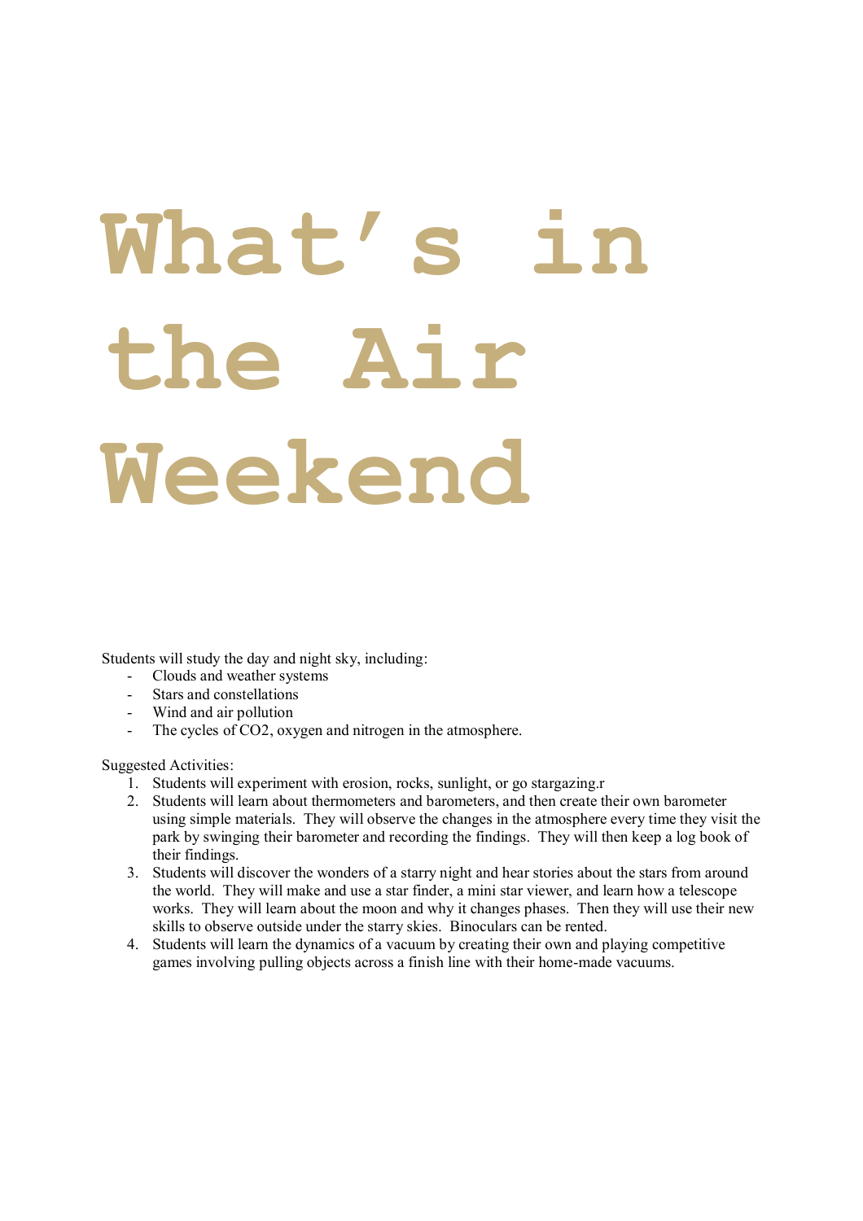# What's in the Air Weekend

Students will study the day and night sky, including:

- Clouds and weather systems
- Stars and constellations
- Wind and air pollution
- The cycles of CO2, oxygen and nitrogen in the atmosphere.

Suggested Activities:

1. Students will experiment with erosion, rocks, sunlight, or go stargazing.r
2. Students will learn about thermometers and barometers, and then create their own barometer using simple materials. They will observe the changes in the atmosphere every time they visit the park by swinging their barometer and recording the findings. They will then keep a log book of their findings.
3. Students will discover the wonders of a starry night and hear stories about the stars from around the world. They will make and use a star finder, a mini star viewer, and learn how a telescope works. They will learn about the moon and why it changes phases. Then they will use their new skills to observe outside under the starry skies. Binoculars can be rented.
4. Students will learn the dynamics of a vacuum by creating their own and playing competitive games involving pulling objects across a finish line with their home-made vacuums.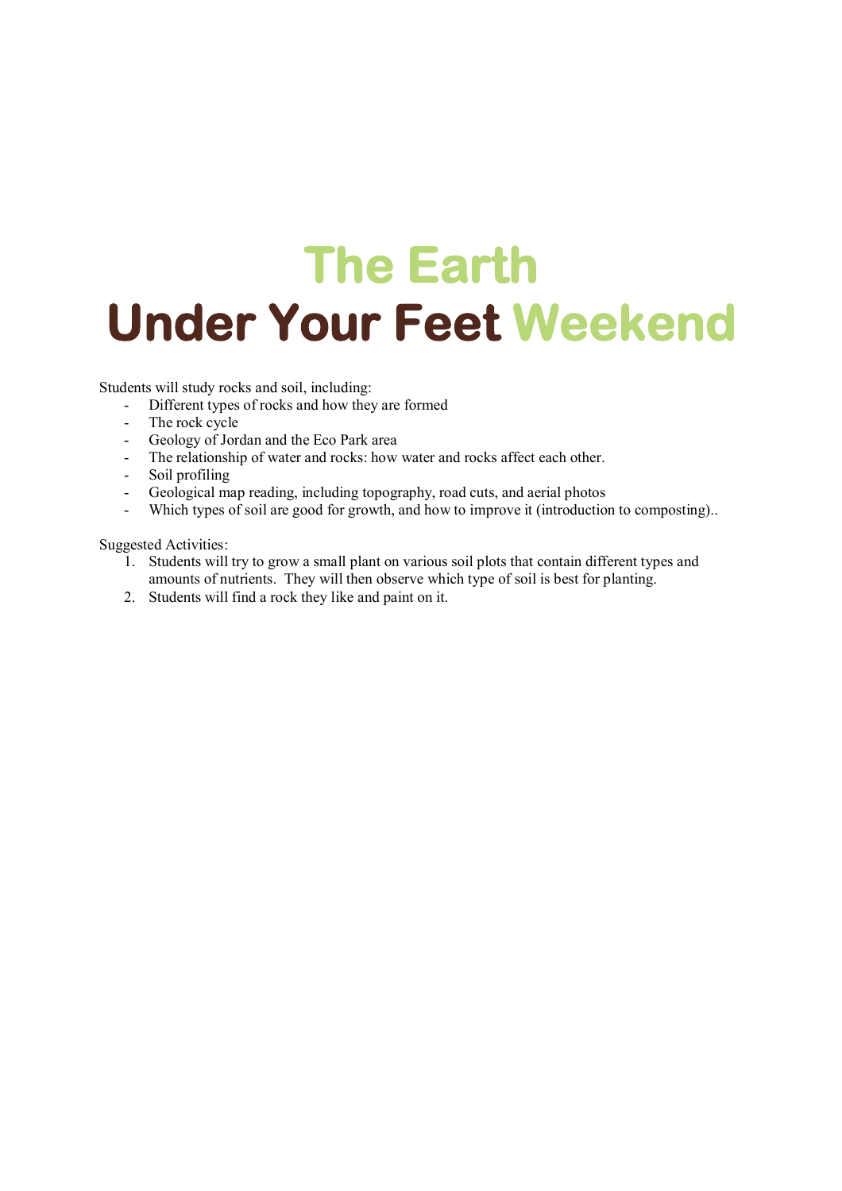# The Earth Under Your Feet Weekend

Students will study rocks and soil, including:

- Different types of rocks and how they are formed
- The rock cycle
- Geology of Jordan and the Eco Park area
- The relationship of water and rocks: how water and rocks affect each other.
- Soil profiling
- Geological map reading, including topography, road cuts, and aerial photos
- Which types of soil are good for growth, and how to improve it (introduction to composting)..

Suggested Activities:

1. Students will try to grow a small plant on various soil plots that contain different types and amounts of nutrients. They will then observe which type of soil is best for planting.
2. Students will find a rock they like and paint on it.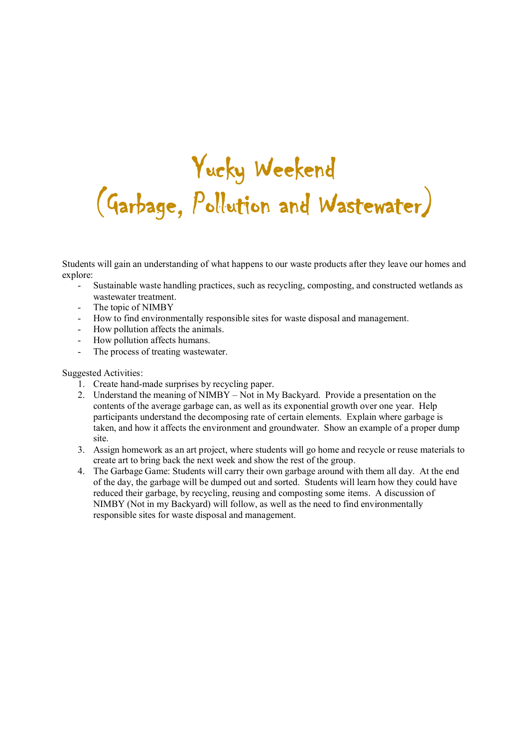# Yucky Weekend
# (Garbage, Pollution and Wastewater)

Students will gain an understanding of what happens to our waste products after they leave our homes and explore:

- Sustainable waste handling practices, such as recycling, composting, and constructed wetlands as wastewater treatment.
- The topic of NIMBY
- How to find environmentally responsible sites for waste disposal and management.
- How pollution affects the animals.
- How pollution affects humans.
- The process of treating wastewater.

Suggested Activities:

1. Create hand-made surprises by recycling paper.
2. Understand the meaning of NIMBY – Not in My Backyard. Provide a presentation on the contents of the average garbage can, as well as its exponential growth over one year. Help participants understand the decomposing rate of certain elements. Explain where garbage is taken, and how it affects the environment and groundwater. Show an example of a proper dump site.
3. Assign homework as an art project, where students will go home and recycle or reuse materials to create art to bring back the next week and show the rest of the group.
4. The Garbage Game: Students will carry their own garbage around with them all day. At the end of the day, the garbage will be dumped out and sorted. Students will learn how they could have reduced their garbage, by recycling, reusing and composting some items. A discussion of NIMBY (Not in my Backyard) will follow, as well as the need to find environmentally responsible sites for waste disposal and management.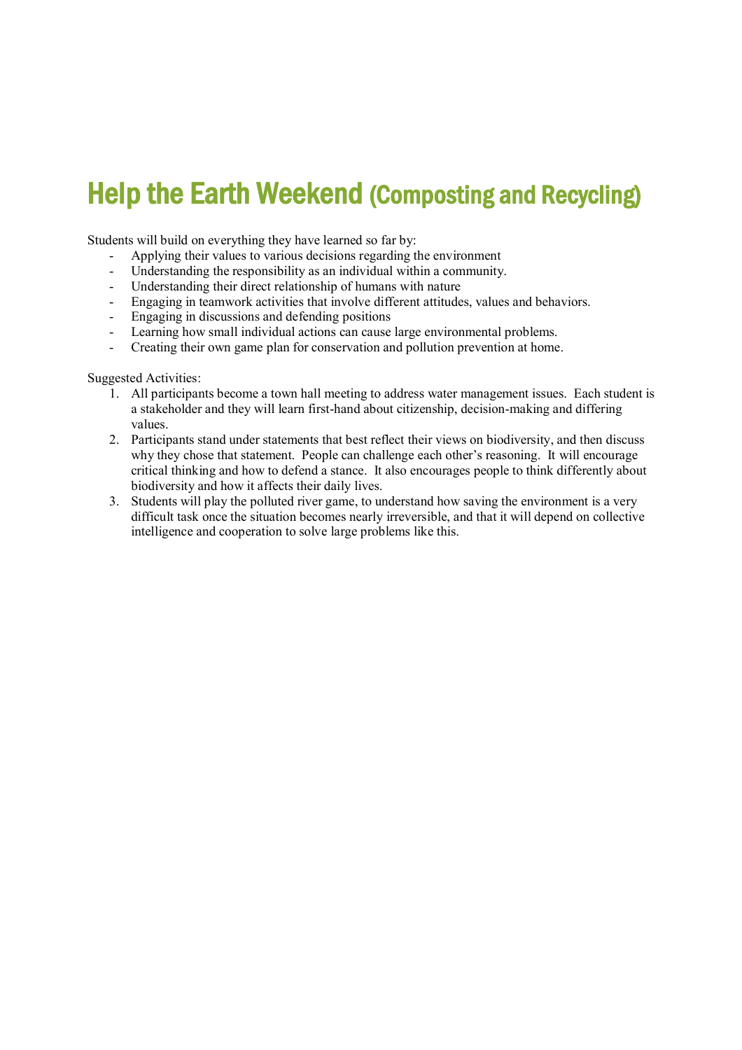# Help the Earth Weekend (Composting and Recycling)

Students will build on everything they have learned so far by:

- Applying their values to various decisions regarding the environment
- Understanding the responsibility as an individual within a community.
- Understanding their direct relationship of humans with nature
- Engaging in teamwork activities that involve different attitudes, values and behaviors.
- Engaging in discussions and defending positions
- Learning how small individual actions can cause large environmental problems.
- Creating their own game plan for conservation and pollution prevention at home.

Suggested Activities:

1. All participants become a town hall meeting to address water management issues. Each student is a stakeholder and they will learn first-hand about citizenship, decision-making and differing values.
2. Participants stand under statements that best reflect their views on biodiversity, and then discuss why they chose that statement. People can challenge each other's reasoning. It will encourage critical thinking and how to defend a stance. It also encourages people to think differently about biodiversity and how it affects their daily lives.
3. Students will play the polluted river game, to understand how saving the environment is a very difficult task once the situation becomes nearly irreversible, and that it will depend on collective intelligence and cooperation to solve large problems like this.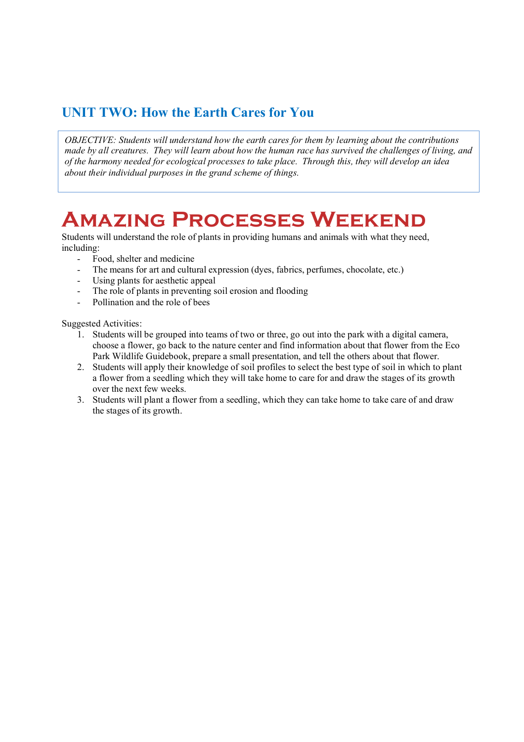## UNIT TWO: How the Earth Cares for You

*OBJECTIVE: Students will understand how the earth cares for them by learning about the contributions made by all creatures. They will learn about how the human race has survived the challenges of living, and of the harmony needed for ecological processes to take place. Through this, they will develop an idea about their individual purposes in the grand scheme of things.*

# Amazing Processes Weekend

Students will understand the role of plants in providing humans and animals with what they need, including:

- Food, shelter and medicine
- The means for art and cultural expression (dyes, fabrics, perfumes, chocolate, etc.)
- Using plants for aesthetic appeal
- The role of plants in preventing soil erosion and flooding
- Pollination and the role of bees

Suggested Activities:

1. Students will be grouped into teams of two or three, go out into the park with a digital camera, choose a flower, go back to the nature center and find information about that flower from the Eco Park Wildlife Guidebook, prepare a small presentation, and tell the others about that flower.
2. Students will apply their knowledge of soil profiles to select the best type of soil in which to plant a flower from a seedling which they will take home to care for and draw the stages of its growth over the next few weeks.
3. Students will plant a flower from a seedling, which they can take home to take care of and draw the stages of its growth.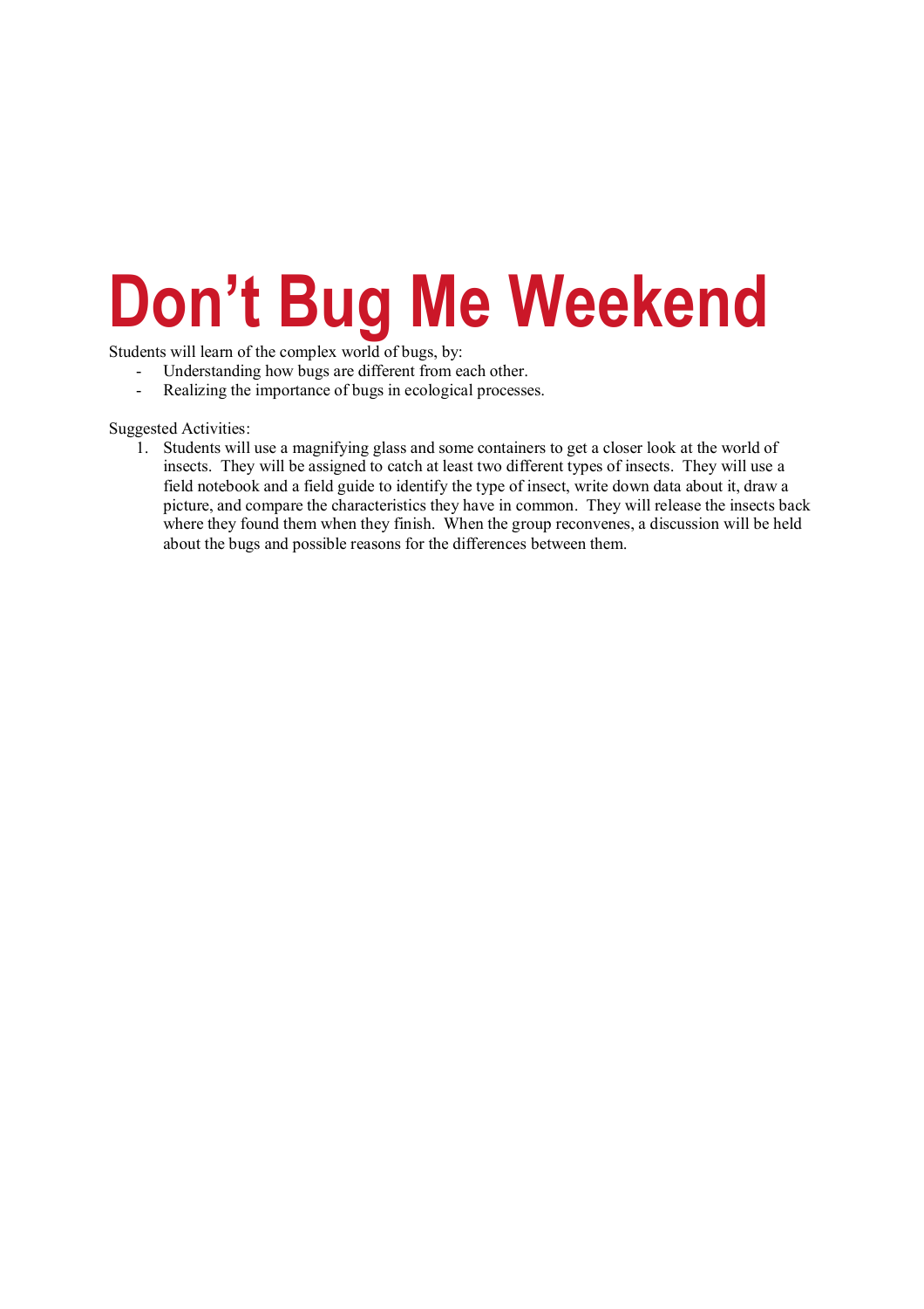# Don't Bug Me Weekend

Students will learn of the complex world of bugs, by:

- Understanding how bugs are different from each other.
- Realizing the importance of bugs in ecological processes.

Suggested Activities:

1. Students will use a magnifying glass and some containers to get a closer look at the world of insects. They will be assigned to catch at least two different types of insects. They will use a field notebook and a field guide to identify the type of insect, write down data about it, draw a picture, and compare the characteristics they have in common. They will release the insects back where they found them when they finish. When the group reconvenes, a discussion will be held about the bugs and possible reasons for the differences between them.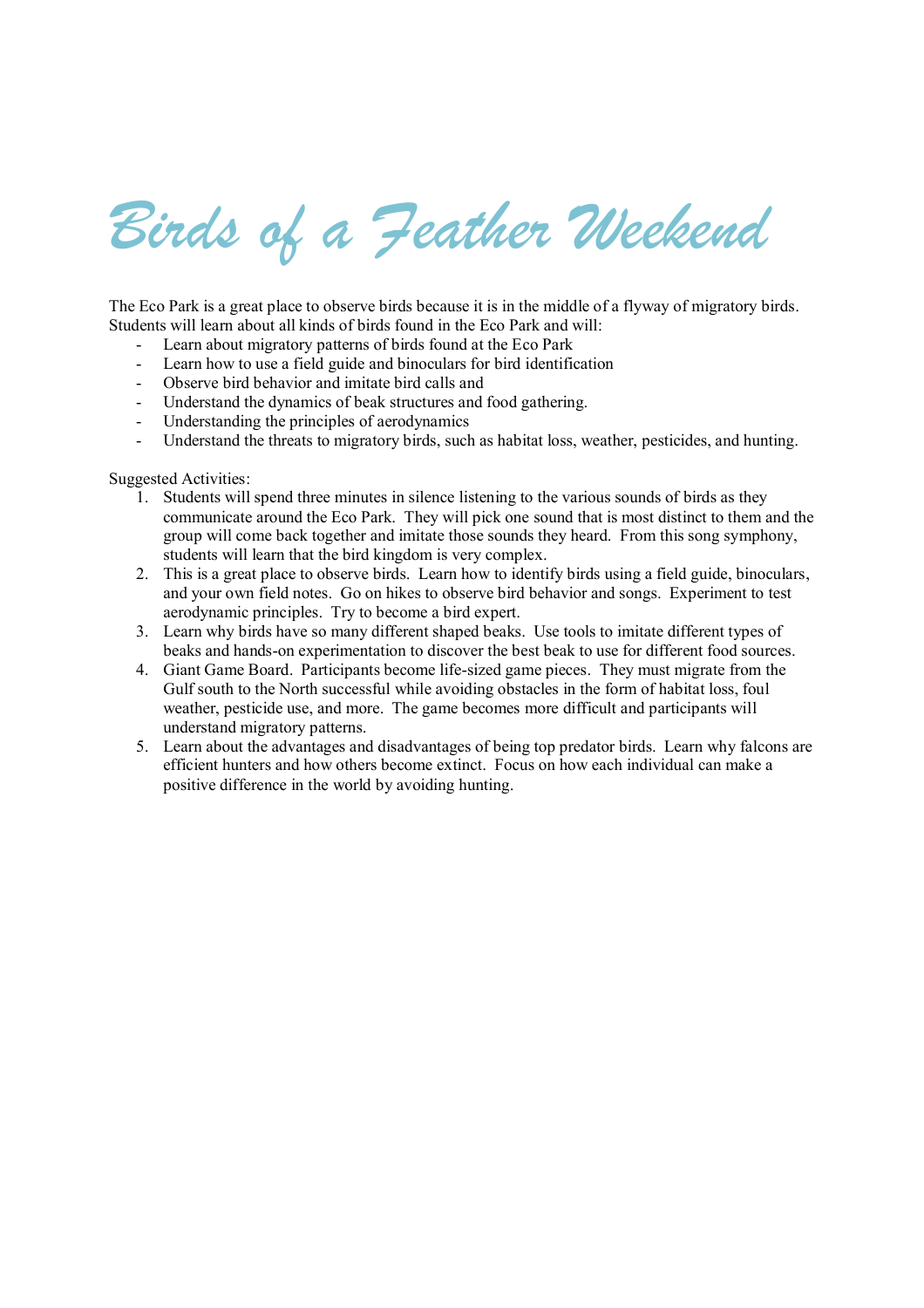# Birds of a Feather Weekend

The Eco Park is a great place to observe birds because it is in the middle of a flyway of migratory birds. Students will learn about all kinds of birds found in the Eco Park and will:

- Learn about migratory patterns of birds found at the Eco Park
- Learn how to use a field guide and binoculars for bird identification
- Observe bird behavior and imitate bird calls and
- Understand the dynamics of beak structures and food gathering.
- Understanding the principles of aerodynamics
- Understand the threats to migratory birds, such as habitat loss, weather, pesticides, and hunting.

Suggested Activities:

1. Students will spend three minutes in silence listening to the various sounds of birds as they communicate around the Eco Park. They will pick one sound that is most distinct to them and the group will come back together and imitate those sounds they heard. From this song symphony, students will learn that the bird kingdom is very complex.
2. This is a great place to observe birds. Learn how to identify birds using a field guide, binoculars, and your own field notes. Go on hikes to observe bird behavior and songs. Experiment to test aerodynamic principles. Try to become a bird expert.
3. Learn why birds have so many different shaped beaks. Use tools to imitate different types of beaks and hands-on experimentation to discover the best beak to use for different food sources.
4. Giant Game Board. Participants become life-sized game pieces. They must migrate from the Gulf south to the North successful while avoiding obstacles in the form of habitat loss, foul weather, pesticide use, and more. The game becomes more difficult and participants will understand migratory patterns.
5. Learn about the advantages and disadvantages of being top predator birds. Learn why falcons are efficient hunters and how others become extinct. Focus on how each individual can make a positive difference in the world by avoiding hunting.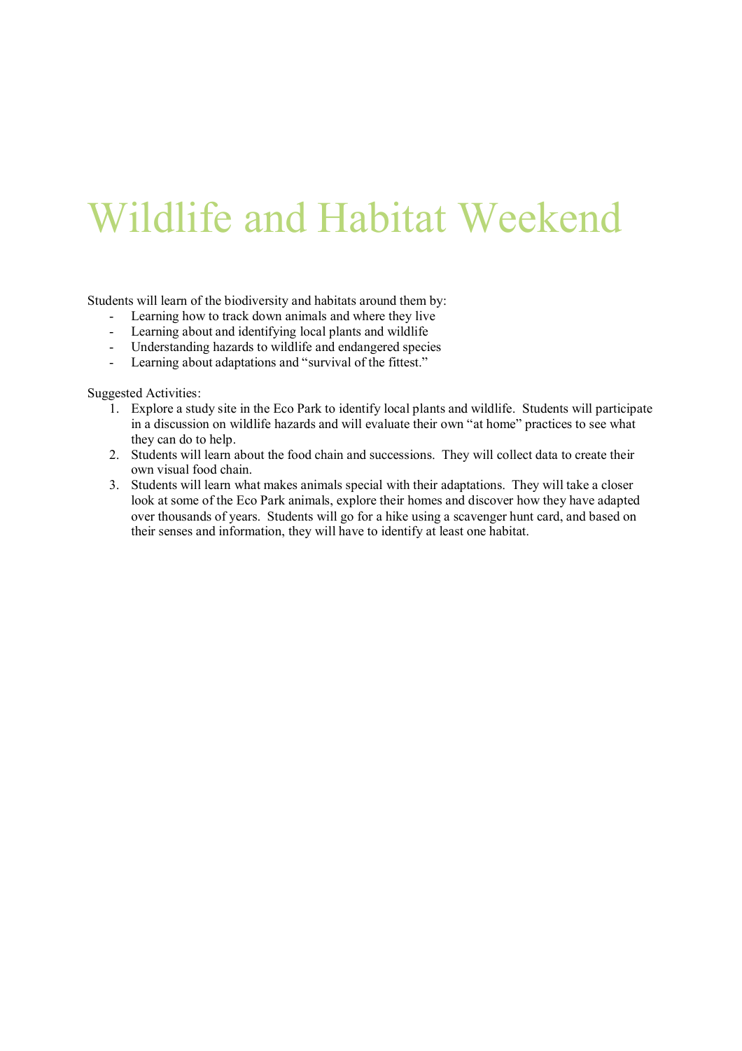# Wildlife and Habitat Weekend

Students will learn of the biodiversity and habitats around them by:

- Learning how to track down animals and where they live
- Learning about and identifying local plants and wildlife
- Understanding hazards to wildlife and endangered species
- Learning about adaptations and "survival of the fittest."

Suggested Activities:

1. Explore a study site in the Eco Park to identify local plants and wildlife. Students will participate in a discussion on wildlife hazards and will evaluate their own "at home" practices to see what they can do to help.
2. Students will learn about the food chain and successions. They will collect data to create their own visual food chain.
3. Students will learn what makes animals special with their adaptations. They will take a closer look at some of the Eco Park animals, explore their homes and discover how they have adapted over thousands of years. Students will go for a hike using a scavenger hunt card, and based on their senses and information, they will have to identify at least one habitat.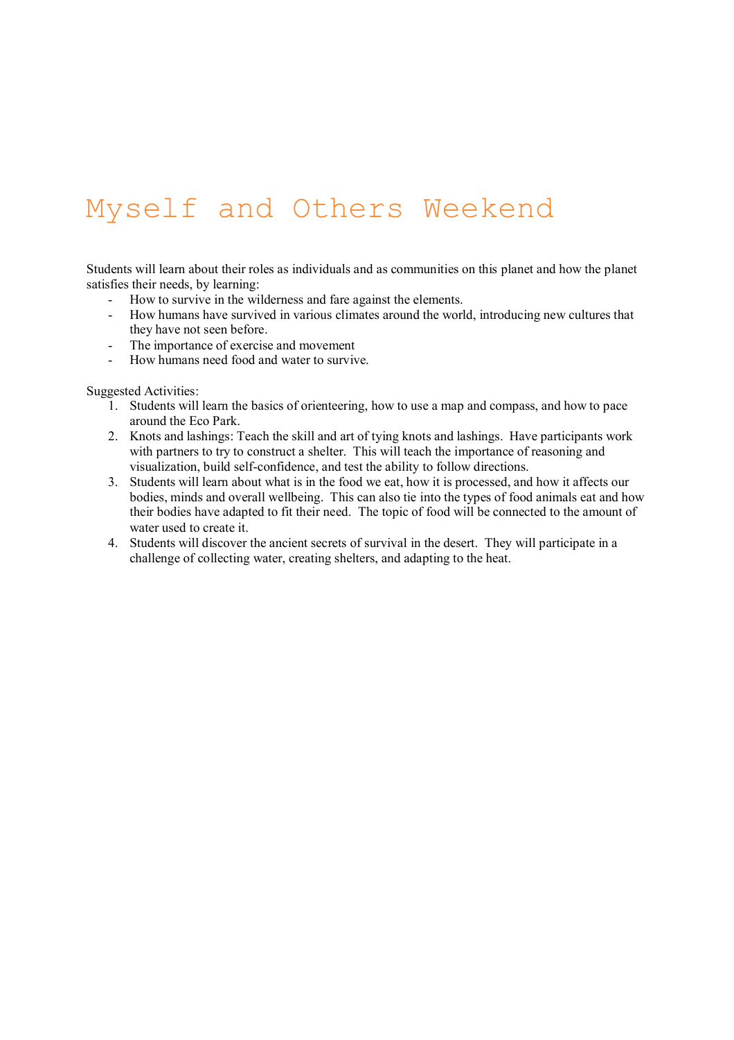# Myself and Others Weekend

Students will learn about their roles as individuals and as communities on this planet and how the planet satisfies their needs, by learning:

- How to survive in the wilderness and fare against the elements.
- How humans have survived in various climates around the world, introducing new cultures that they have not seen before.
- The importance of exercise and movement
- How humans need food and water to survive.

Suggested Activities:

1. Students will learn the basics of orienteering, how to use a map and compass, and how to pace around the Eco Park.
2. Knots and lashings: Teach the skill and art of tying knots and lashings. Have participants work with partners to try to construct a shelter. This will teach the importance of reasoning and visualization, build self-confidence, and test the ability to follow directions.
3. Students will learn about what is in the food we eat, how it is processed, and how it affects our bodies, minds and overall wellbeing. This can also tie into the types of food animals eat and how their bodies have adapted to fit their need. The topic of food will be connected to the amount of water used to create it.
4. Students will discover the ancient secrets of survival in the desert. They will participate in a challenge of collecting water, creating shelters, and adapting to the heat.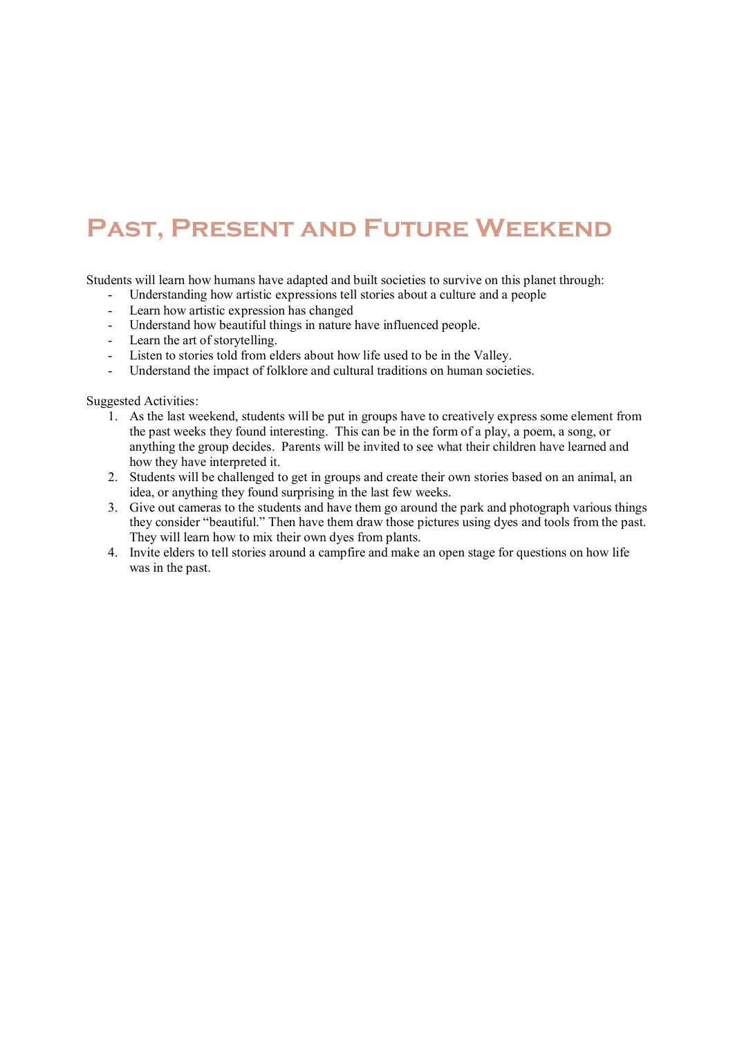# Past, Present and Future Weekend

Students will learn how humans have adapted and built societies to survive on this planet through:

- Understanding how artistic expressions tell stories about a culture and a people
- Learn how artistic expression has changed
- Understand how beautiful things in nature have influenced people.
- Learn the art of storytelling.
- Listen to stories told from elders about how life used to be in the Valley.
- Understand the impact of folklore and cultural traditions on human societies.

Suggested Activities:

1. As the last weekend, students will be put in groups have to creatively express some element from the past weeks they found interesting. This can be in the form of a play, a poem, a song, or anything the group decides. Parents will be invited to see what their children have learned and how they have interpreted it.
2. Students will be challenged to get in groups and create their own stories based on an animal, an idea, or anything they found surprising in the last few weeks.
3. Give out cameras to the students and have them go around the park and photograph various things they consider "beautiful." Then have them draw those pictures using dyes and tools from the past. They will learn how to mix their own dyes from plants.
4. Invite elders to tell stories around a campfire and make an open stage for questions on how life was in the past.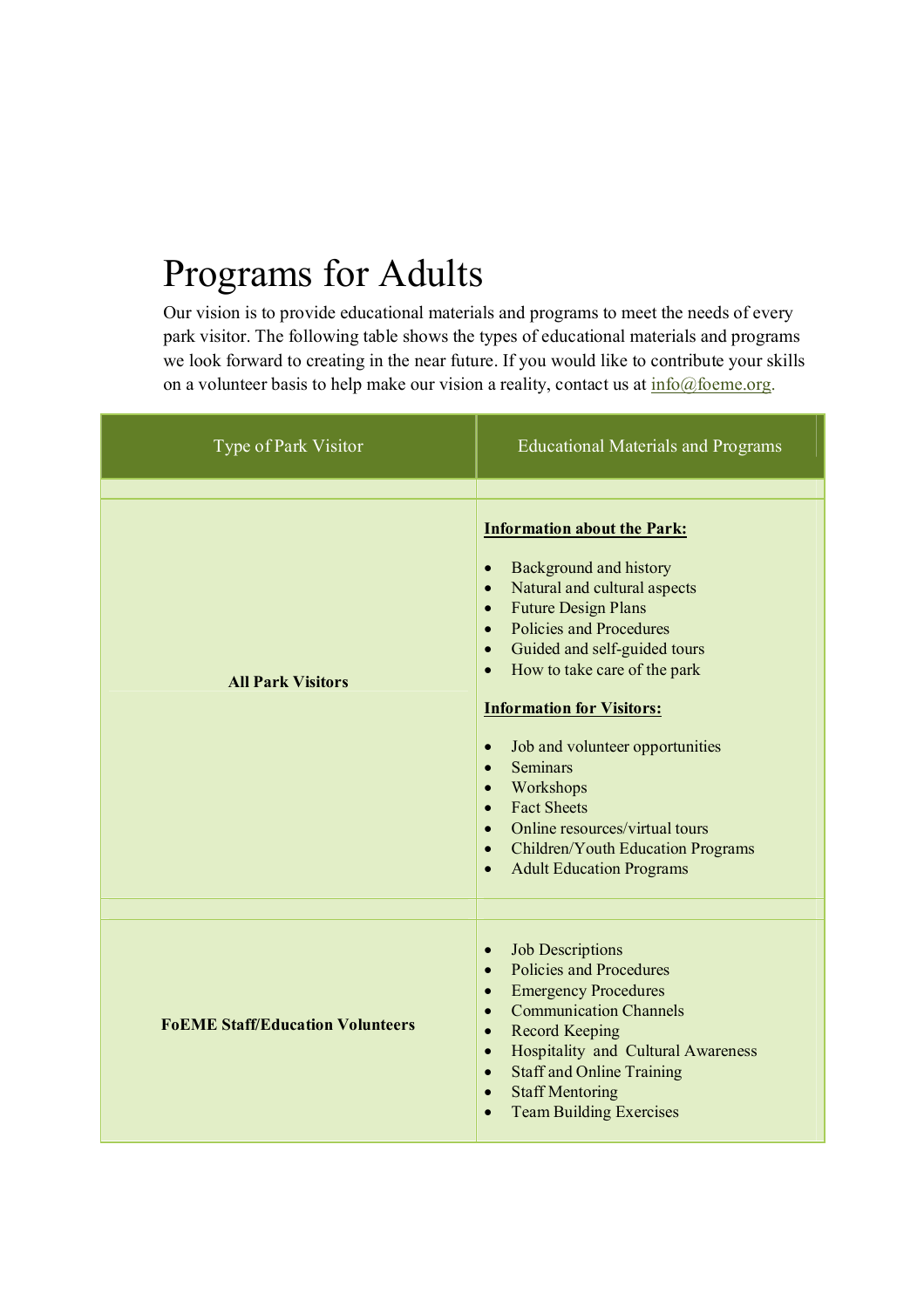# Programs for Adults

Our vision is to provide educational materials and programs to meet the needs of every park visitor. The following table shows the types of educational materials and programs we look forward to creating in the near future. If you would like to contribute your skills on a volunteer basis to help make our vision a reality, contact us at info@foeme.org.

| Type of Park Visitor | Educational Materials and Programs |
|---|---|
| **All Park Visitors** | **<u>Information about the Park:</u>**<br>• Background and history<br>• Natural and cultural aspects<br>• Future Design Plans<br>• Policies and Procedures<br>• Guided and self-guided tours<br>• How to take care of the park<br><br>**<u>Information for Visitors:</u>**<br>• Job and volunteer opportunities<br>• Seminars<br>• Workshops<br>• Fact Sheets<br>• Online resources/virtual tours<br>• Children/Youth Education Programs<br>• Adult Education Programs |
| **FoEME Staff/Education Volunteers** | • Job Descriptions<br>• Policies and Procedures<br>• Emergency Procedures<br>• Communication Channels<br>• Record Keeping<br>• Hospitality and Cultural Awareness<br>• Staff and Online Training<br>• Staff Mentoring<br>• Team Building Exercises |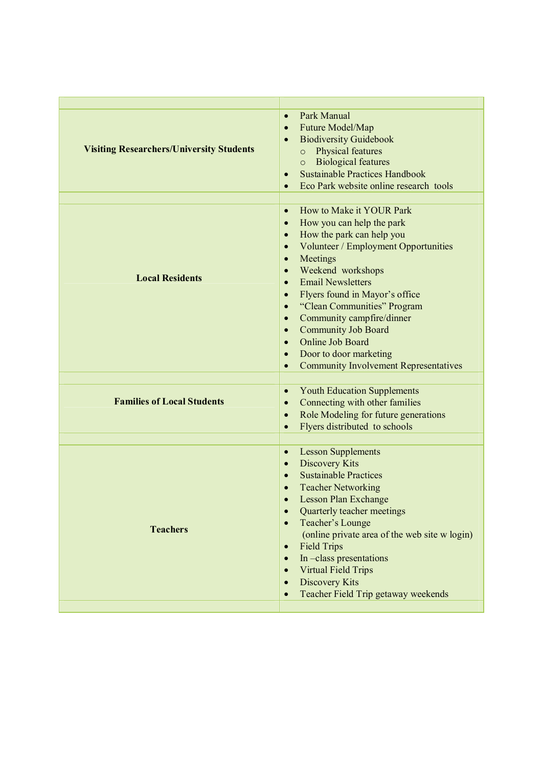| | |
|---|---|
| **Visiting Researchers/University Students** | • Park Manual<br>• Future Model/Map<br>• Biodiversity Guidebook<br>  ○ Physical features<br>  ○ Biological features<br>• Sustainable Practices Handbook<br>• Eco Park website online research tools |
| | |
| **Local Residents** | • How to Make it YOUR Park<br>• How you can help the park<br>• How the park can help you<br>• Volunteer / Employment Opportunities<br>• Meetings<br>• Weekend workshops<br>• Email Newsletters<br>• Flyers found in Mayor's office<br>• "Clean Communities" Program<br>• Community campfire/dinner<br>• Community Job Board<br>• Online Job Board<br>• Door to door marketing<br>• Community Involvement Representatives |
| | |
| **Families of Local Students** | • Youth Education Supplements<br>• Connecting with other families<br>• Role Modeling for future generations<br>• Flyers distributed to schools |
| | |
| **Teachers** | • Lesson Supplements<br>• Discovery Kits<br>• Sustainable Practices<br>• Teacher Networking<br>• Lesson Plan Exchange<br>• Quarterly teacher meetings<br>• Teacher's Lounge<br>  (online private area of the web site w login)<br>• Field Trips<br>• In –class presentations<br>• Virtual Field Trips<br>• Discovery Kits<br>• Teacher Field Trip getaway weekends |
| | |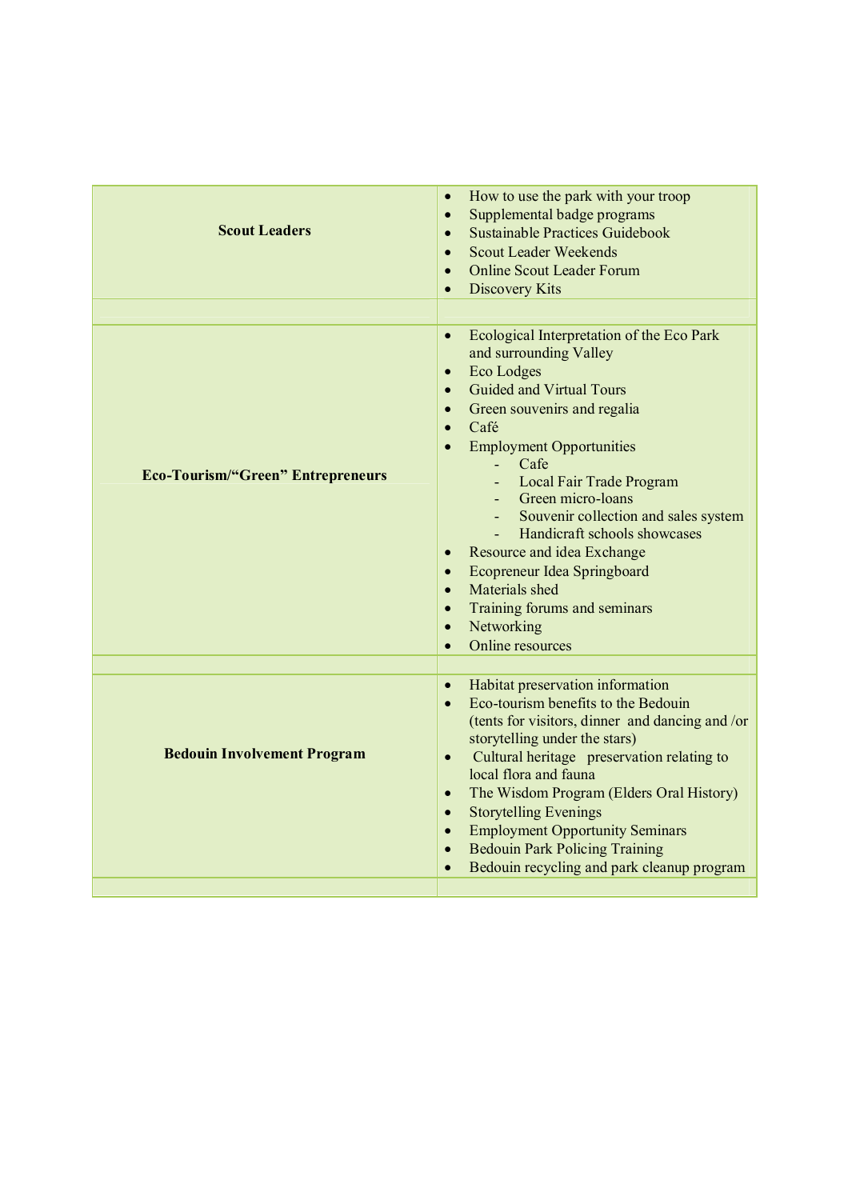| | |
|---|---|
| **Scout Leaders** | • How to use the park with your troop<br>• Supplemental badge programs<br>• Sustainable Practices Guidebook<br>• Scout Leader Weekends<br>• Online Scout Leader Forum<br>• Discovery Kits |
| | |
| **Eco-Tourism/"Green" Entrepreneurs** | • Ecological Interpretation of the Eco Park and surrounding Valley<br>• Eco Lodges<br>• Guided and Virtual Tours<br>• Green souvenirs and regalia<br>• Café<br>• Employment Opportunities<br>&nbsp;&nbsp;&nbsp;- Cafe<br>&nbsp;&nbsp;&nbsp;- Local Fair Trade Program<br>&nbsp;&nbsp;&nbsp;- Green micro-loans<br>&nbsp;&nbsp;&nbsp;- Souvenir collection and sales system<br>&nbsp;&nbsp;&nbsp;- Handicraft schools showcases<br>• Resource and idea Exchange<br>• Ecopreneur Idea Springboard<br>• Materials shed<br>• Training forums and seminars<br>• Networking<br>• Online resources |
| | |
| **Bedouin Involvement Program** | • Habitat preservation information<br>• Eco-tourism benefits to the Bedouin (tents for visitors, dinner and dancing and /or storytelling under the stars)<br>• Cultural heritage preservation relating to local flora and fauna<br>• The Wisdom Program (Elders Oral History)<br>• Storytelling Evenings<br>• Employment Opportunity Seminars<br>• Bedouin Park Policing Training<br>• Bedouin recycling and park cleanup program |
| | |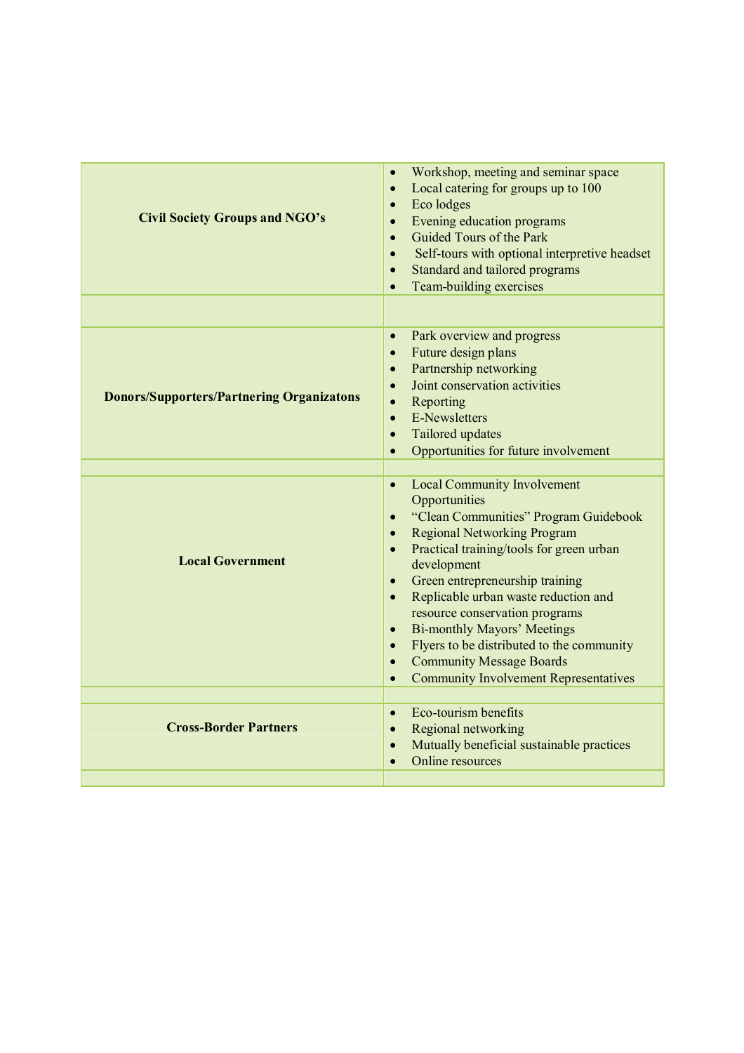| | |
|---|---|
| **Civil Society Groups and NGO's** | • Workshop, meeting and seminar space<br>• Local catering for groups up to 100<br>• Eco lodges<br>• Evening education programs<br>• Guided Tours of the Park<br>• Self-tours with optional interpretive headset<br>• Standard and tailored programs<br>• Team-building exercises |
| | |
| **Donors/Supporters/Partnering Organizatons** | • Park overview and progress<br>• Future design plans<br>• Partnership networking<br>• Joint conservation activities<br>• Reporting<br>• E-Newsletters<br>• Tailored updates<br>• Opportunities for future involvement |
| | |
| **Local Government** | • Local Community Involvement Opportunities<br>• "Clean Communities" Program Guidebook<br>• Regional Networking Program<br>• Practical training/tools for green urban development<br>• Green entrepreneurship training<br>• Replicable urban waste reduction and resource conservation programs<br>• Bi-monthly Mayors' Meetings<br>• Flyers to be distributed to the community<br>• Community Message Boards<br>• Community Involvement Representatives |
| | |
| **Cross-Border Partners** | • Eco-tourism benefits<br>• Regional networking<br>• Mutually beneficial sustainable practices<br>• Online resources |
| | |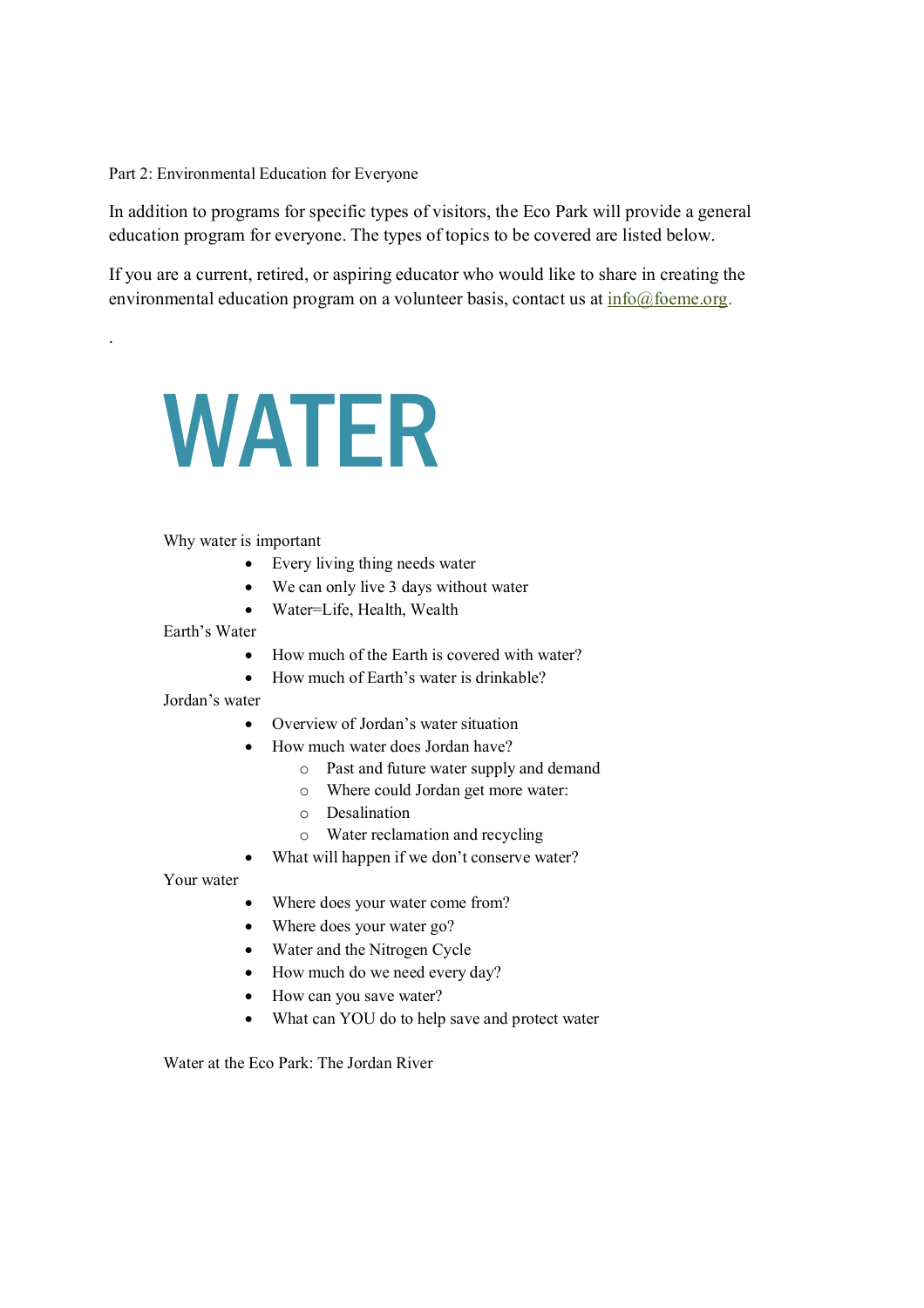Part 2: Environmental Education for Everyone

In addition to programs for specific types of visitors, the Eco Park will provide a general education program for everyone. The types of topics to be covered are listed below.

If you are a current, retired, or aspiring educator who would like to share in creating the environmental education program on a volunteer basis, contact us at info@foeme.org.

.

# WATER

Why water is important

- Every living thing needs water
- We can only live 3 days without water
- Water=Life, Health, Wealth

Earth's Water

- How much of the Earth is covered with water?
- How much of Earth's water is drinkable?

Jordan's water

- Overview of Jordan's water situation
- How much water does Jordan have?
  - Past and future water supply and demand
  - Where could Jordan get more water:
  - Desalination
  - Water reclamation and recycling
- What will happen if we don't conserve water?

Your water

- Where does your water come from?
- Where does your water go?
- Water and the Nitrogen Cycle
- How much do we need every day?
- How can you save water?
- What can YOU do to help save and protect water

Water at the Eco Park: The Jordan River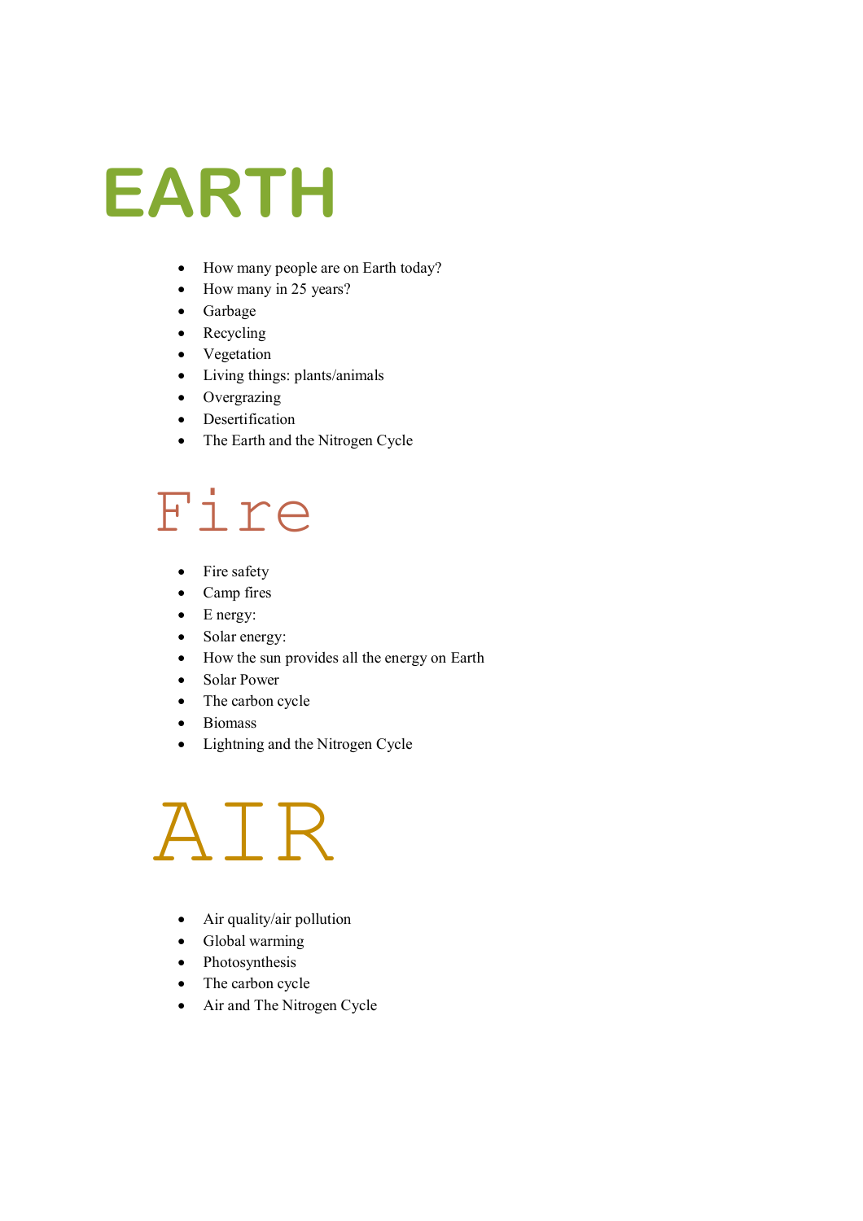# EARTH

- How many people are on Earth today?
- How many in 25 years?
- Garbage
- Recycling
- Vegetation
- Living things: plants/animals
- Overgrazing
- Desertification
- The Earth and the Nitrogen Cycle

# Fire

- Fire safety
- Camp fires
- E nergy:
- Solar energy:
- How the sun provides all the energy on Earth
- Solar Power
- The carbon cycle
- Biomass
- Lightning and the Nitrogen Cycle

# AIR

- Air quality/air pollution
- Global warming
- Photosynthesis
- The carbon cycle
- Air and The Nitrogen Cycle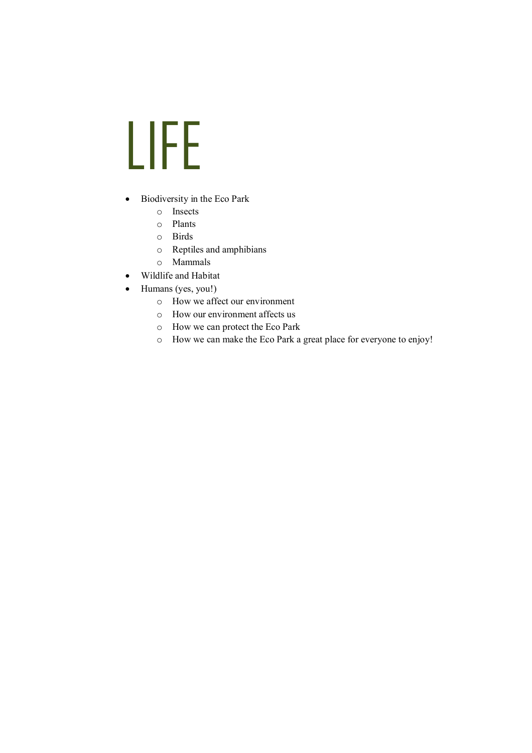# LIFE

- Biodiversity in the Eco Park
    - Insects
    - Plants
    - Birds
    - Reptiles and amphibians
    - Mammals
- Wildlife and Habitat
- Humans (yes, you!)
    - How we affect our environment
    - How our environment affects us
    - How we can protect the Eco Park
    - How we can make the Eco Park a great place for everyone to enjoy!